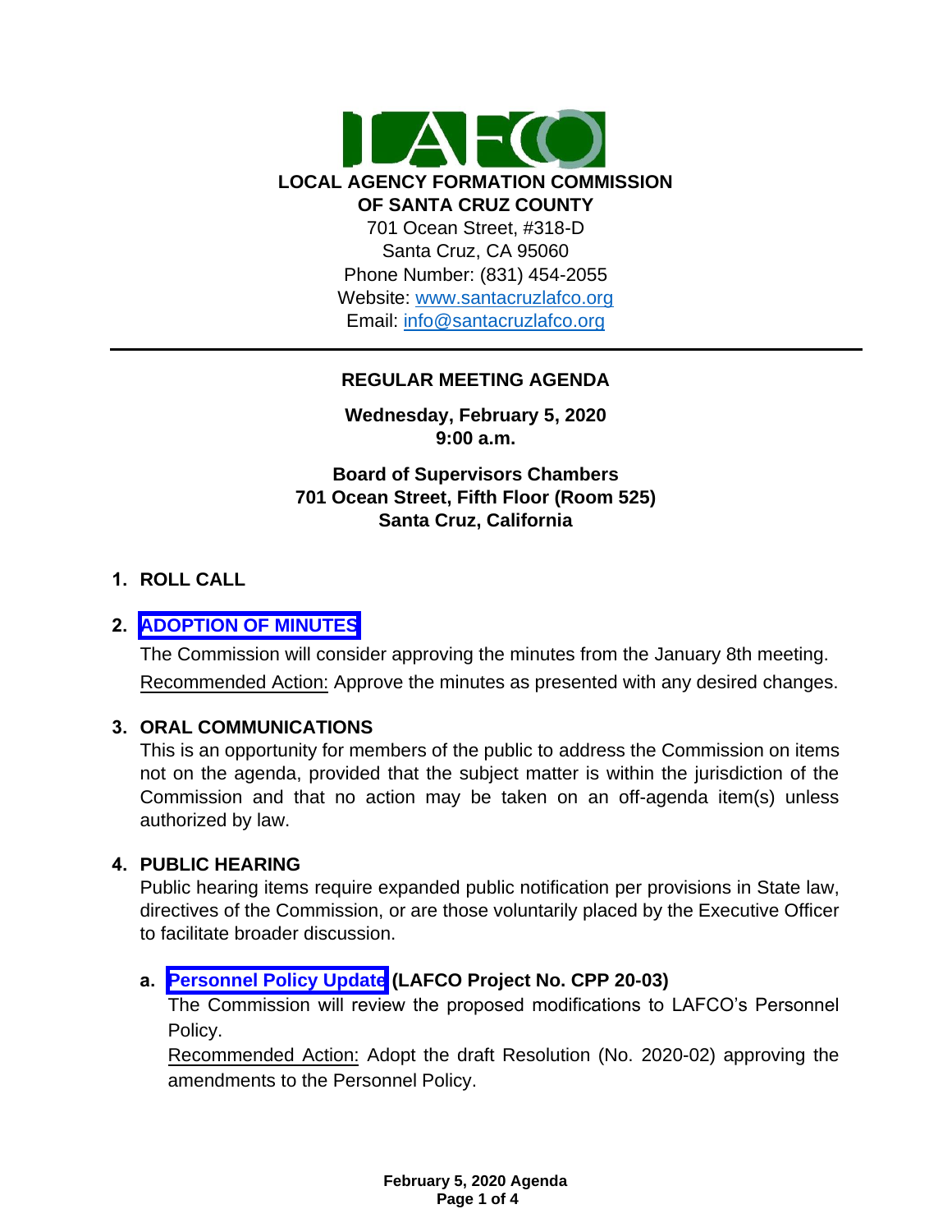**LOCAL AGENCY FORMATION COMMISSION**
**OF SANTA CRUZ COUNTY**
701 Ocean Street, #318-D
Santa Cruz, CA 95060
Phone Number: (831) 454-2055
Website: [www.santacruzlafco.org](http://www.santacruzlafco.org)
Email: [info@santacruzlafco.org](mailto:info@santacruzlafco.org)

---

# REGULAR MEETING AGENDA

**Wednesday, February 5, 2020**
**9:00 a.m.**

**Board of Supervisors Chambers**
**701 Ocean Street, Fifth Floor (Room 525)**
**Santa Cruz, California**

## 1. ROLL CALL

## 2. ADOPTION OF MINUTES

The Commission will consider approving the minutes from the January 8th meeting.

Recommended Action: Approve the minutes as presented with any desired changes.

## 3. ORAL COMMUNICATIONS

This is an opportunity for members of the public to address the Commission on items not on the agenda, provided that the subject matter is within the jurisdiction of the Commission and that no action may be taken on an off-agenda item(s) unless authorized by law.

## 4. PUBLIC HEARING

Public hearing items require expanded public notification per provisions in State law, directives of the Commission, or are those voluntarily placed by the Executive Officer to facilitate broader discussion.

### a. Personnel Policy Update (LAFCO Project No. CPP 20-03)

The Commission will review the proposed modifications to LAFCO's Personnel Policy.

Recommended Action: Adopt the draft Resolution (No. 2020-02) approving the amendments to the Personnel Policy.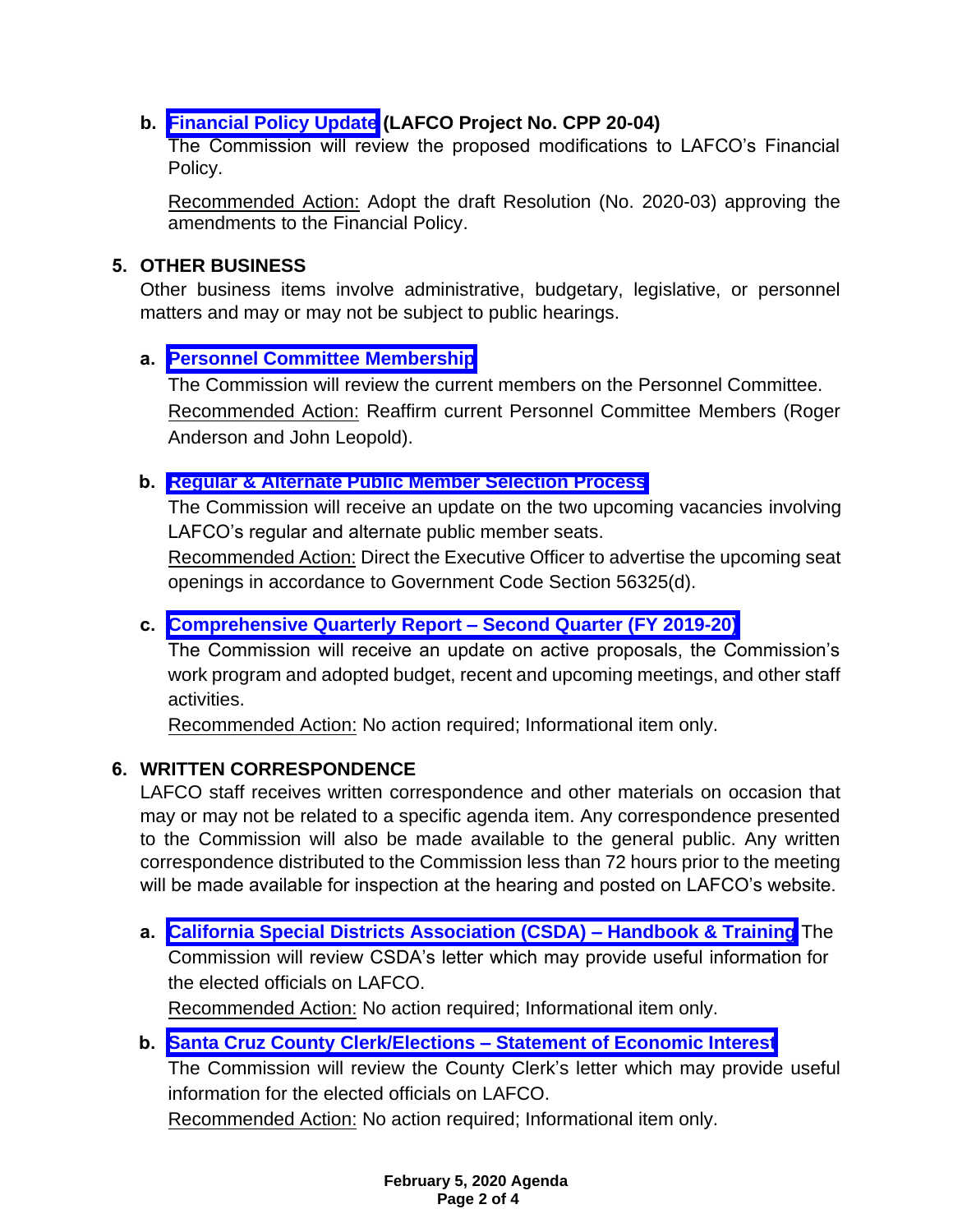**b. Financial Policy Update (LAFCO Project No. CPP 20-04)**
The Commission will review the proposed modifications to LAFCO's Financial Policy.

Recommended Action: Adopt the draft Resolution (No. 2020-03) approving the amendments to the Financial Policy.

## 5. OTHER BUSINESS

Other business items involve administrative, budgetary, legislative, or personnel matters and may or may not be subject to public hearings.

**a. Personnel Committee Membership**
The Commission will review the current members on the Personnel Committee.
Recommended Action: Reaffirm current Personnel Committee Members (Roger Anderson and John Leopold).

**b. Regular & Alternate Public Member Selection Process**
The Commission will receive an update on the two upcoming vacancies involving LAFCO's regular and alternate public member seats.
Recommended Action: Direct the Executive Officer to advertise the upcoming seat openings in accordance to Government Code Section 56325(d).

**c. Comprehensive Quarterly Report – Second Quarter (FY 2019-20)**
The Commission will receive an update on active proposals, the Commission's work program and adopted budget, recent and upcoming meetings, and other staff activities.
Recommended Action: No action required; Informational item only.

## 6. WRITTEN CORRESPONDENCE

LAFCO staff receives written correspondence and other materials on occasion that may or may not be related to a specific agenda item. Any correspondence presented to the Commission will also be made available to the general public. Any written correspondence distributed to the Commission less than 72 hours prior to the meeting will be made available for inspection at the hearing and posted on LAFCO's website.

**a. California Special Districts Association (CSDA) – Handbook & Training** The Commission will review CSDA's letter which may provide useful information for the elected officials on LAFCO.
Recommended Action: No action required; Informational item only.

**b. Santa Cruz County Clerk/Elections – Statement of Economic Interest**
The Commission will review the County Clerk's letter which may provide useful information for the elected officials on LAFCO.
Recommended Action: No action required; Informational item only.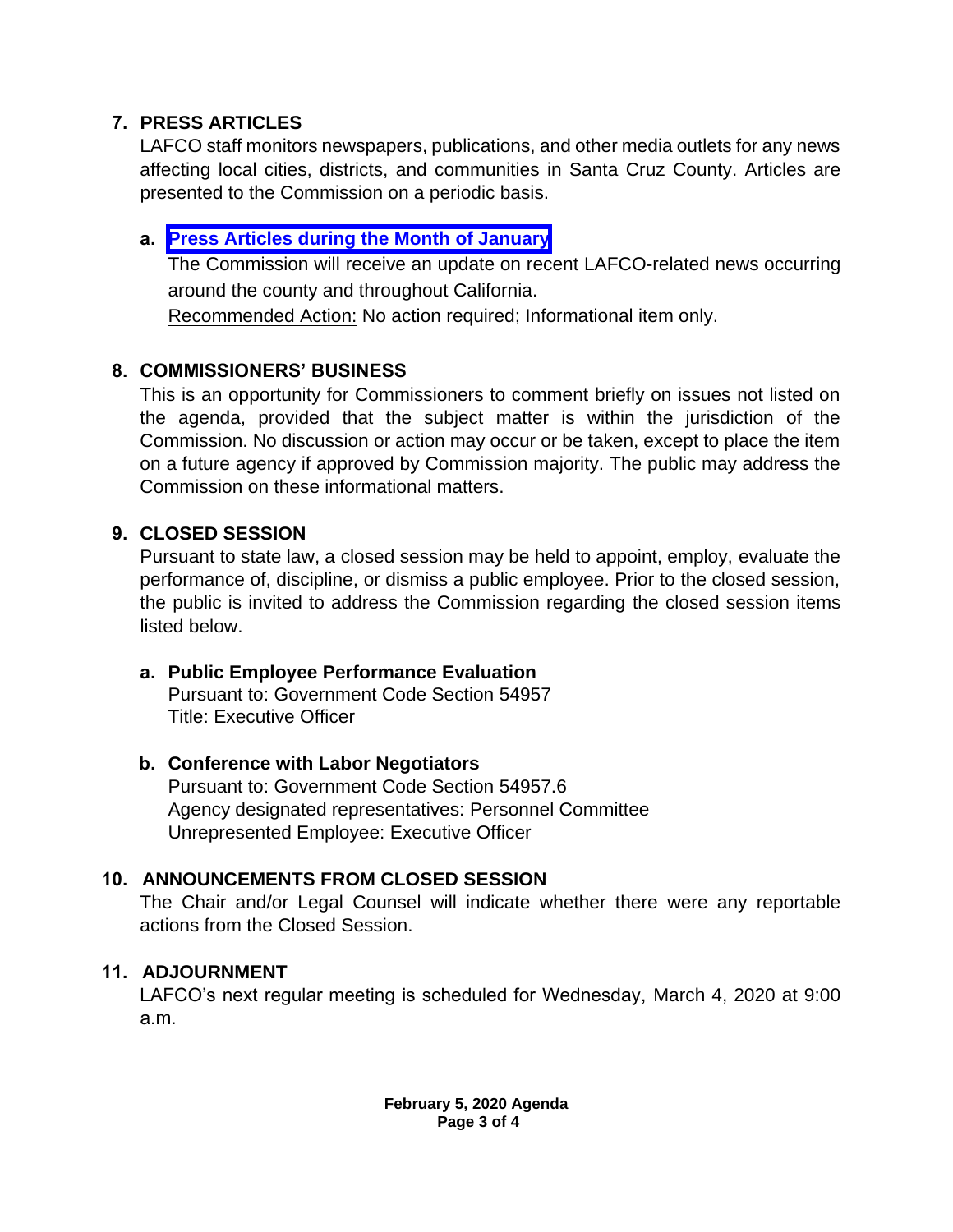## 7. PRESS ARTICLES

LAFCO staff monitors newspapers, publications, and other media outlets for any news affecting local cities, districts, and communities in Santa Cruz County. Articles are presented to the Commission on a periodic basis.

### a. Press Articles during the Month of January

The Commission will receive an update on recent LAFCO-related news occurring around the county and throughout California.

Recommended Action: No action required; Informational item only.

## 8. COMMISSIONERS' BUSINESS

This is an opportunity for Commissioners to comment briefly on issues not listed on the agenda, provided that the subject matter is within the jurisdiction of the Commission. No discussion or action may occur or be taken, except to place the item on a future agency if approved by Commission majority. The public may address the Commission on these informational matters.

## 9. CLOSED SESSION

Pursuant to state law, a closed session may be held to appoint, employ, evaluate the performance of, discipline, or dismiss a public employee. Prior to the closed session, the public is invited to address the Commission regarding the closed session items listed below.

### a. Public Employee Performance Evaluation

Pursuant to: Government Code Section 54957
Title: Executive Officer

### b. Conference with Labor Negotiators

Pursuant to: Government Code Section 54957.6
Agency designated representatives: Personnel Committee
Unrepresented Employee: Executive Officer

## 10. ANNOUNCEMENTS FROM CLOSED SESSION

The Chair and/or Legal Counsel will indicate whether there were any reportable actions from the Closed Session.

## 11. ADJOURNMENT

LAFCO's next regular meeting is scheduled for Wednesday, March 4, 2020 at 9:00 a.m.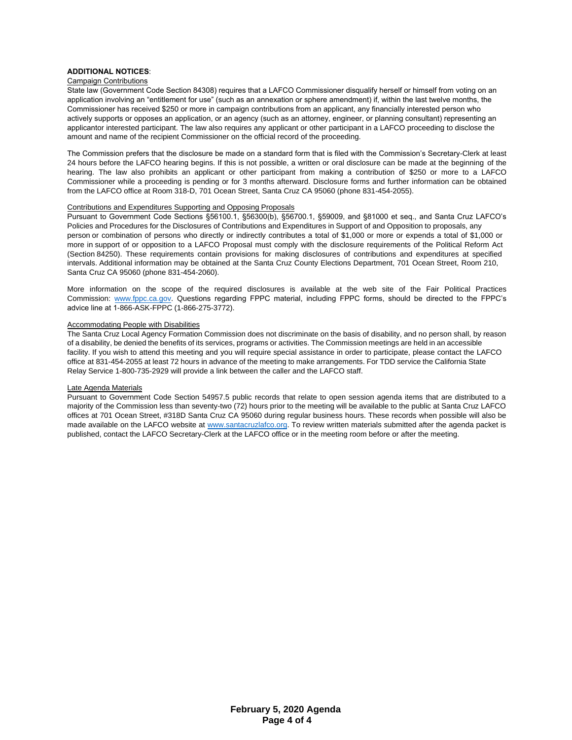**ADDITIONAL NOTICES**:

Campaign Contributions

State law (Government Code Section 84308) requires that a LAFCO Commissioner disqualify herself or himself from voting on an application involving an "entitlement for use" (such as an annexation or sphere amendment) if, within the last twelve months, the Commissioner has received $250 or more in campaign contributions from an applicant, any financially interested person who actively supports or opposes an application, or an agency (such as an attorney, engineer, or planning consultant) representing an applicantor interested participant. The law also requires any applicant or other participant in a LAFCO proceeding to disclose the amount and name of the recipient Commissioner on the official record of the proceeding.

The Commission prefers that the disclosure be made on a standard form that is filed with the Commission's Secretary-Clerk at least 24 hours before the LAFCO hearing begins. If this is not possible, a written or oral disclosure can be made at the beginning of the hearing. The law also prohibits an applicant or other participant from making a contribution of $250 or more to a LAFCO Commissioner while a proceeding is pending or for 3 months afterward. Disclosure forms and further information can be obtained from the LAFCO office at Room 318-D, 701 Ocean Street, Santa Cruz CA 95060 (phone 831-454-2055).

Contributions and Expenditures Supporting and Opposing Proposals

Pursuant to Government Code Sections §56100.1, §56300(b), §56700.1, §59009, and §81000 et seq., and Santa Cruz LAFCO's Policies and Procedures for the Disclosures of Contributions and Expenditures in Support of and Opposition to proposals, any person or combination of persons who directly or indirectly contributes a total of $1,000 or more or expends a total of $1,000 or more in support of or opposition to a LAFCO Proposal must comply with the disclosure requirements of the Political Reform Act (Section 84250). These requirements contain provisions for making disclosures of contributions and expenditures at specified intervals. Additional information may be obtained at the Santa Cruz County Elections Department, 701 Ocean Street, Room 210, Santa Cruz CA 95060 (phone 831-454-2060).

More information on the scope of the required disclosures is available at the web site of the Fair Political Practices Commission: www.fppc.ca.gov. Questions regarding FPPC material, including FPPC forms, should be directed to the FPPC's advice line at 1-866-ASK-FPPC (1-866-275-3772).

Accommodating People with Disabilities

The Santa Cruz Local Agency Formation Commission does not discriminate on the basis of disability, and no person shall, by reason of a disability, be denied the benefits of its services, programs or activities. The Commission meetings are held in an accessible facility. If you wish to attend this meeting and you will require special assistance in order to participate, please contact the LAFCO office at 831-454-2055 at least 72 hours in advance of the meeting to make arrangements. For TDD service the California State Relay Service 1-800-735-2929 will provide a link between the caller and the LAFCO staff.

Late Agenda Materials

Pursuant to Government Code Section 54957.5 public records that relate to open session agenda items that are distributed to a majority of the Commission less than seventy-two (72) hours prior to the meeting will be available to the public at Santa Cruz LAFCO offices at 701 Ocean Street, #318D Santa Cruz CA 95060 during regular business hours. These records when possible will also be made available on the LAFCO website at www.santacruzlafco.org. To review written materials submitted after the agenda packet is published, contact the LAFCO Secretary-Clerk at the LAFCO office or in the meeting room before or after the meeting.